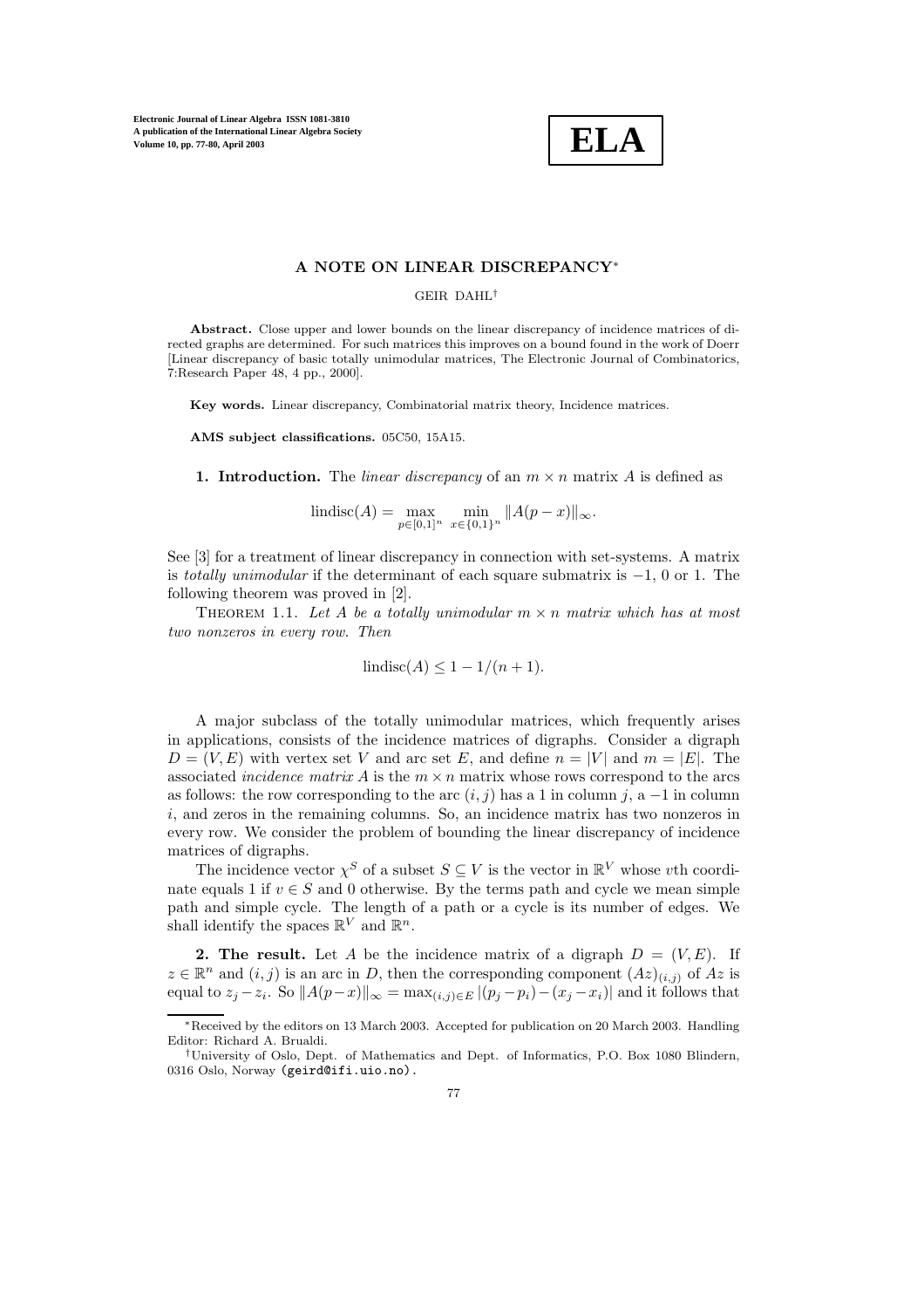# A NOTE ON LINEAR DISCREPANCY*

GEIR DAHL†

**Abstract.** Close upper and lower bounds on the linear discrepancy of incidence matrices of directed graphs are determined. For such matrices this improves on a bound found in the work of Doerr [Linear discrepancy of basic totally unimodular matrices, The Electronic Journal of Combinatorics, 7:Research Paper 48, 4 pp., 2000].

**Key words.** Linear discrepancy, Combinatorial matrix theory, Incidence matrices.

**AMS subject classifications.** 05C50, 15A15.

**1. Introduction.** The *linear discrepancy* of an $m \times n$ matrix $A$ is defined as

$$\text{lindisc}(A) = \max_{p \in [0,1]^n} \min_{x \in \{0,1\}^n} \|A(p - x)\|_\infty.$$

See [3] for a treatment of linear discrepancy in connection with set-systems. A matrix is *totally unimodular* if the determinant of each square submatrix is $-1$, 0 or 1. The following theorem was proved in [2].

Theorem 1.1. *Let $A$ be a totally unimodular $m \times n$ matrix which has at most two nonzeros in every row. Then*

$$\text{lindisc}(A) \leq 1 - 1/(n + 1).$$

A major subclass of the totally unimodular matrices, which frequently arises in applications, consists of the incidence matrices of digraphs. Consider a digraph $D = (V, E)$ with vertex set $V$ and arc set $E$, and define $n = |V|$ and $m = |E|$. The associated *incidence matrix* $A$ is the $m \times n$ matrix whose rows correspond to the arcs as follows: the row corresponding to the arc $(i, j)$ has a 1 in column $j$, a $-1$ in column $i$, and zeros in the remaining columns. So, an incidence matrix has two nonzeros in every row. We consider the problem of bounding the linear discrepancy of incidence matrices of digraphs.

The incidence vector $\chi^S$ of a subset $S \subseteq V$ is the vector in $\mathbb{R}^V$ whose $v$th coordinate equals 1 if $v \in S$ and 0 otherwise. By the terms path and cycle we mean simple path and simple cycle. The length of a path or a cycle is its number of edges. We shall identify the spaces $\mathbb{R}^V$ and $\mathbb{R}^n$.

**2. The result.** Let $A$ be the incidence matrix of a digraph $D = (V, E)$. If $z \in \mathbb{R}^n$ and $(i, j)$ is an arc in $D$, then the corresponding component $(Az)_{(i,j)}$ of $Az$ is equal to $z_j - z_i$. So $\|A(p - x)\|_\infty = \max_{(i,j) \in E} |(p_j - p_i) - (x_j - x_i)|$ and it follows that

*Received by the editors on 13 March 2003. Accepted for publication on 20 March 2003. Handling Editor: Richard A. Brualdi.

†University of Oslo, Dept. of Mathematics and Dept. of Informatics, P.O. Box 1080 Blindern, 0316 Oslo, Norway (geird@ifi.uio.no).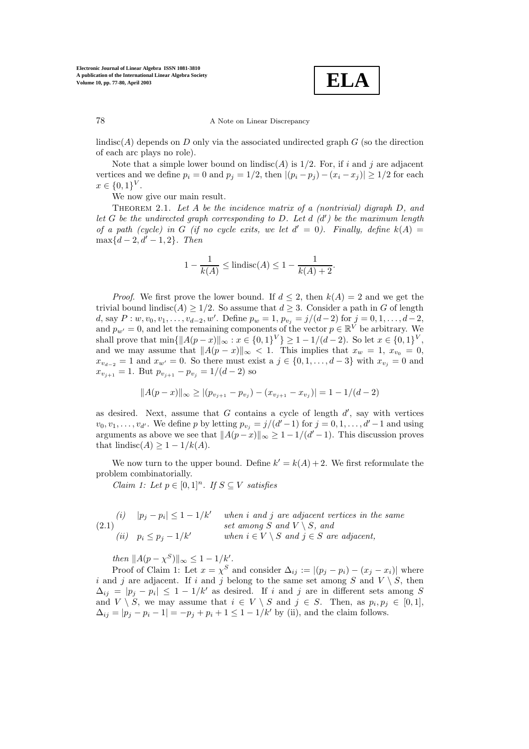lindisc$(A)$ depends on $D$ only via the associated undirected graph $G$ (so the direction of each arc plays no role).

Note that a simple lower bound on lindisc$(A)$ is $1/2$. For, if $i$ and $j$ are adjacent vertices and we define $p_i = 0$ and $p_j = 1/2$, then $|(p_i - p_j) - (x_i - x_j)| \geq 1/2$ for each $x \in \{0,1\}^V$.

We now give our main result.

Theorem 2.1. *Let $A$ be the incidence matrix of a (nontrivial) digraph $D$, and let $G$ be the undirected graph corresponding to $D$. Let $d$ ($d'$) be the maximum length of a path (cycle) in $G$ (if no cycle exits, we let $d' = 0$). Finally, define $k(A) = \max\{d-2, d'-1, 2\}$. Then*

$$1 - \frac{1}{k(A)} \leq \text{lindisc}(A) \leq 1 - \frac{1}{k(A)+2}.$$

*Proof.* We first prove the lower bound. If $d \leq 2$, then $k(A) = 2$ and we get the trivial bound lindisc$(A) \geq 1/2$. So assume that $d \geq 3$. Consider a path in $G$ of length $d$, say $P : w, v_0, v_1, \ldots, v_{d-2}, w'$. Define $p_w = 1$, $p_{v_j} = j/(d-2)$ for $j = 0, 1, \ldots, d-2$, and $p_{w'} = 0$, and let the remaining components of the vector $p \in \mathbb{R}^V$ be arbitrary. We shall prove that $\min\{\|A(p-x)\|_\infty : x \in \{0,1\}^V\} \geq 1 - 1/(d-2)$. So let $x \in \{0,1\}^V$, and we may assume that $\|A(p-x)\|_\infty < 1$. This implies that $x_w = 1$, $x_{v_0} = 0$, $x_{v_{d-2}} = 1$ and $x_{w'} = 0$. So there must exist a $j \in \{0, 1, \ldots, d-3\}$ with $x_{v_j} = 0$ and $x_{v_{j+1}} = 1$. But $p_{v_{j+1}} - p_{v_j} = 1/(d-2)$ so

$$\|A(p-x)\|_\infty \geq |(p_{v_{j+1}} - p_{v_j}) - (x_{v_{j+1}} - x_{v_j})| = 1 - 1/(d-2)$$

as desired. Next, assume that $G$ contains a cycle of length $d'$, say with vertices $v_0, v_1, \ldots, v_{d'}$. We define $p$ by letting $p_{v_j} = j/(d'-1)$ for $j = 0, 1, \ldots, d'-1$ and using arguments as above we see that $\|A(p-x)\|_\infty \geq 1 - 1/(d'-1)$. This discussion proves that lindisc$(A) \geq 1 - 1/k(A)$.

We now turn to the upper bound. Define $k' = k(A) + 2$. We first reformulate the problem combinatorially.

*Claim 1: Let $p \in [0,1]^n$. If $S \subseteq V$ satisfies*

$$\text{(2.1)} \quad \begin{array}{lll} (i) & |p_j - p_i| \leq 1 - 1/k' & \textit{when } i \textit{ and } j \textit{ are adjacent vertices in the same} \\ & & \textit{set among } S \textit{ and } V \setminus S, \textit{ and} \\ (ii) & p_i \leq p_j - 1/k' & \textit{when } i \in V \setminus S \textit{ and } j \in S \textit{ are adjacent,} \end{array}$$

*then $\|A(p - \chi^S)\|_\infty \leq 1 - 1/k'$.*

Proof of Claim 1: Let $x = \chi^S$ and consider $\Delta_{ij} := |(p_j - p_i) - (x_j - x_i)|$ where $i$ and $j$ are adjacent. If $i$ and $j$ belong to the same set among $S$ and $V \setminus S$, then $\Delta_{ij} = |p_j - p_i| \leq 1 - 1/k'$ as desired. If $i$ and $j$ are in different sets among $S$ and $V \setminus S$, we may assume that $i \in V \setminus S$ and $j \in S$. Then, as $p_i, p_j \in [0,1]$, $\Delta_{ij} = |p_j - p_i - 1| = -p_j + p_i + 1 \leq 1 - 1/k'$ by (ii), and the claim follows.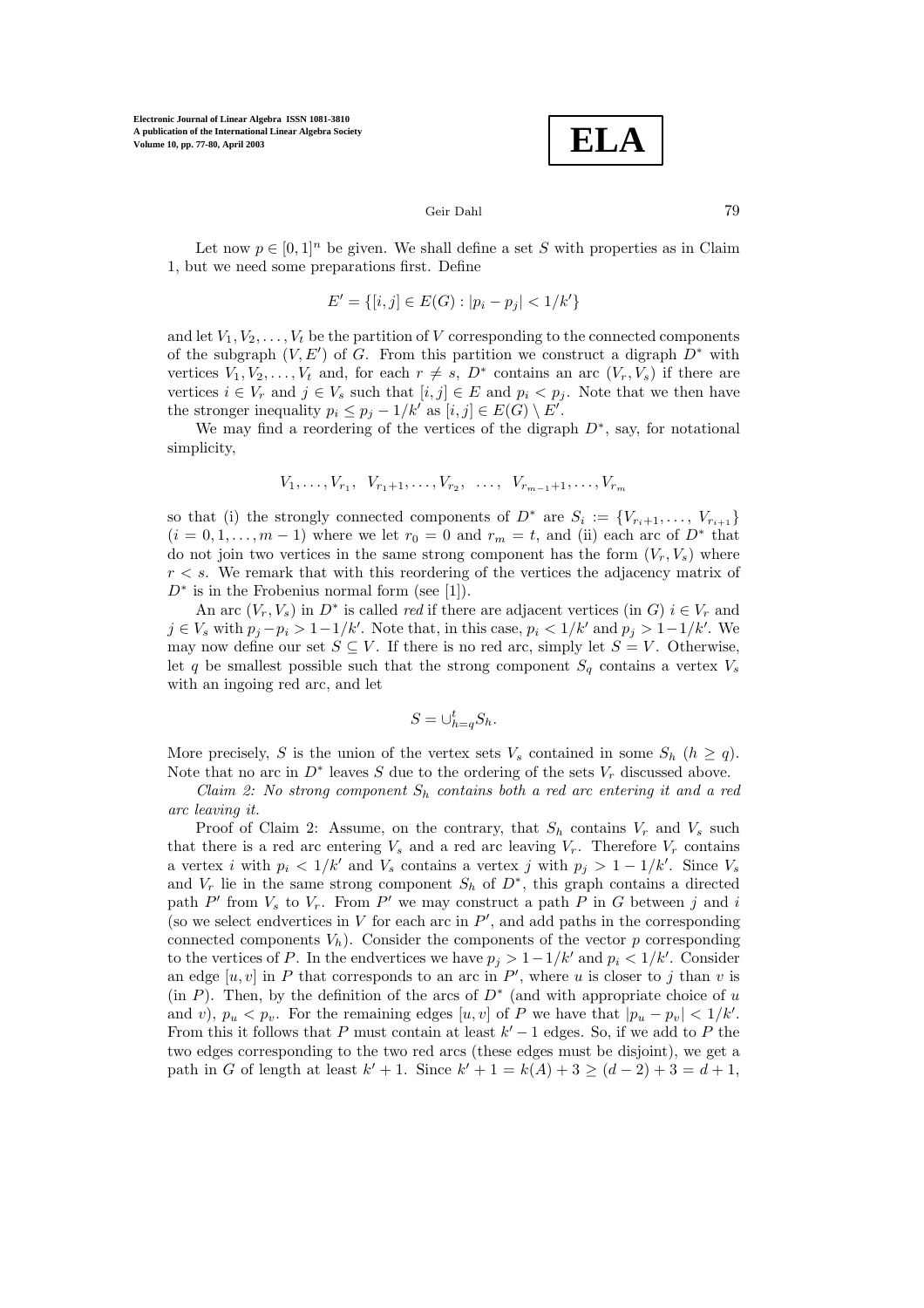Let now $p \in [0,1]^n$ be given. We shall define a set $S$ with properties as in Claim 1, but we need some preparations first. Define

$$E' = \{[i,j] \in E(G) : |p_i - p_j| < 1/k'\}$$

and let $V_1, V_2, \ldots, V_t$ be the partition of $V$ corresponding to the connected components of the subgraph $(V, E')$ of $G$. From this partition we construct a digraph $D^*$ with vertices $V_1, V_2, \ldots, V_t$ and, for each $r \neq s$, $D^*$ contains an arc $(V_r, V_s)$ if there are vertices $i \in V_r$ and $j \in V_s$ such that $[i,j] \in E$ and $p_i < p_j$. Note that we then have the stronger inequality $p_i \leq p_j - 1/k'$ as $[i,j] \in E(G) \setminus E'$.

We may find a reordering of the vertices of the digraph $D^*$, say, for notational simplicity,

$$V_1, \ldots, V_{r_1}, \;\; V_{r_1+1}, \ldots, V_{r_2}, \;\; \ldots, \;\; V_{r_{m-1}+1}, \ldots, V_{r_m}$$

so that (i) the strongly connected components of $D^*$ are $S_i := \{V_{r_i+1}, \ldots, V_{r_{i+1}}\}$ $(i = 0, 1, \ldots, m-1)$ where we let $r_0 = 0$ and $r_m = t$, and (ii) each arc of $D^*$ that do not join two vertices in the same strong component has the form $(V_r, V_s)$ where $r < s$. We remark that with this reordering of the vertices the adjacency matrix of $D^*$ is in the Frobenius normal form (see [1]).

An arc $(V_r, V_s)$ in $D^*$ is called *red* if there are adjacent vertices (in $G$) $i \in V_r$ and $j \in V_s$ with $p_j - p_i > 1 - 1/k'$. Note that, in this case, $p_i < 1/k'$ and $p_j > 1 - 1/k'$. We may now define our set $S \subseteq V$. If there is no red arc, simply let $S = V$. Otherwise, let $q$ be smallest possible such that the strong component $S_q$ contains a vertex $V_s$ with an ingoing red arc, and let

$$S = \cup_{h=q}^{t} S_h.$$

More precisely, $S$ is the union of the vertex sets $V_s$ contained in some $S_h$ $(h \geq q)$. Note that no arc in $D^*$ leaves $S$ due to the ordering of the sets $V_r$ discussed above.

*Claim 2: No strong component $S_h$ contains both a red arc entering it and a red arc leaving it.*

Proof of Claim 2: Assume, on the contrary, that $S_h$ contains $V_r$ and $V_s$ such that there is a red arc entering $V_s$ and a red arc leaving $V_r$. Therefore $V_r$ contains a vertex $i$ with $p_i < 1/k'$ and $V_s$ contains a vertex $j$ with $p_j > 1 - 1/k'$. Since $V_s$ and $V_r$ lie in the same strong component $S_h$ of $D^*$, this graph contains a directed path $P'$ from $V_s$ to $V_r$. From $P'$ we may construct a path $P$ in $G$ between $j$ and $i$ (so we select endvertices in $V$ for each arc in $P'$, and add paths in the corresponding connected components $V_h$). Consider the components of the vector $p$ corresponding to the vertices of $P$. In the endvertices we have $p_j > 1 - 1/k'$ and $p_i < 1/k'$. Consider an edge $[u,v]$ in $P$ that corresponds to an arc in $P'$, where $u$ is closer to $j$ than $v$ is (in $P$). Then, by the definition of the arcs of $D^*$ (and with appropriate choice of $u$ and $v$), $p_u < p_v$. For the remaining edges $[u,v]$ of $P$ we have that $|p_u - p_v| < 1/k'$. From this it follows that $P$ must contain at least $k' - 1$ edges. So, if we add to $P$ the two edges corresponding to the two red arcs (these edges must be disjoint), we get a path in $G$ of length at least $k' + 1$. Since $k' + 1 = k(A) + 3 \geq (d-2) + 3 = d + 1$,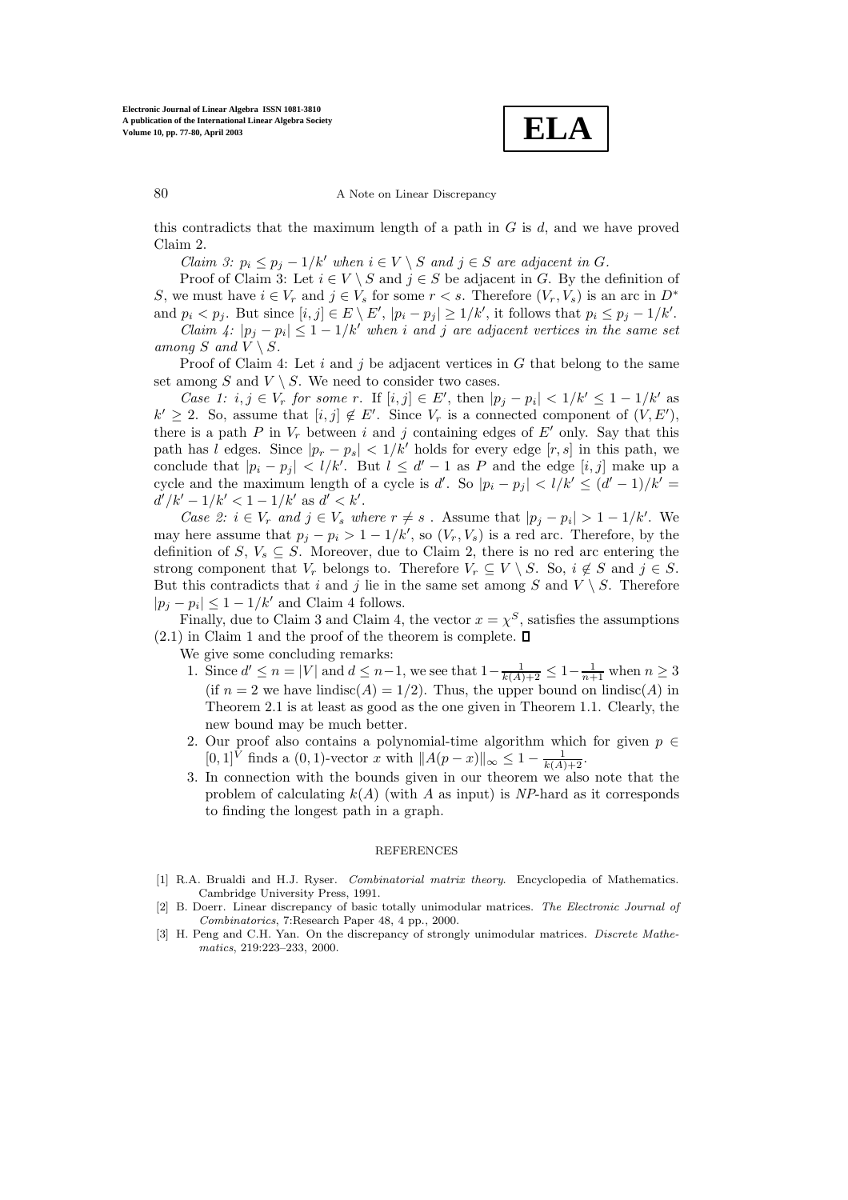this contradicts that the maximum length of a path in $G$ is $d$, and we have proved Claim 2.

*Claim 3: $p_i \leq p_j - 1/k'$ when $i \in V \setminus S$ and $j \in S$ are adjacent in $G$.*

Proof of Claim 3: Let $i \in V \setminus S$ and $j \in S$ be adjacent in $G$. By the definition of $S$, we must have $i \in V_r$ and $j \in V_s$ for some $r < s$. Therefore $(V_r, V_s)$ is an arc in $D^*$ and $p_i < p_j$. But since $[i,j] \in E \setminus E'$, $|p_i - p_j| \geq 1/k'$, it follows that $p_i \leq p_j - 1/k'$.

*Claim 4: $|p_j - p_i| \leq 1 - 1/k'$ when $i$ and $j$ are adjacent vertices in the same set among $S$ and $V \setminus S$.*

Proof of Claim 4: Let $i$ and $j$ be adjacent vertices in $G$ that belong to the same set among $S$ and $V \setminus S$. We need to consider two cases.

*Case 1: $i, j \in V_r$ for some $r$.* If $[i,j] \in E'$, then $|p_j - p_i| < 1/k' \leq 1 - 1/k'$ as $k' \geq 2$. So, assume that $[i,j] \notin E'$. Since $V_r$ is a connected component of $(V, E')$, there is a path $P$ in $V_r$ between $i$ and $j$ containing edges of $E'$ only. Say that this path has $l$ edges. Since $|p_r - p_s| < 1/k'$ holds for every edge $[r,s]$ in this path, we conclude that $|p_i - p_j| < l/k'$. But $l \leq d' - 1$ as $P$ and the edge $[i,j]$ make up a cycle and the maximum length of a cycle is $d'$. So $|p_i - p_j| < l/k' \leq (d'-1)/k' = d'/k' - 1/k' < 1 - 1/k'$ as $d' < k'$.

*Case 2: $i \in V_r$ and $j \in V_s$ where $r \neq s$.* Assume that $|p_j - p_i| > 1 - 1/k'$. We may here assume that $p_j - p_i > 1 - 1/k'$, so $(V_r, V_s)$ is a red arc. Therefore, by the definition of $S$, $V_s \subseteq S$. Moreover, due to Claim 2, there is no red arc entering the strong component that $V_r$ belongs to. Therefore $V_r \subseteq V \setminus S$. So, $i \notin S$ and $j \in S$. But this contradicts that $i$ and $j$ lie in the same set among $S$ and $V \setminus S$. Therefore $|p_j - p_i| \leq 1 - 1/k'$ and Claim 4 follows.

Finally, due to Claim 3 and Claim 4, the vector $x = \chi^S$, satisfies the assumptions (2.1) in Claim 1 and the proof of the theorem is complete. $\square$

We give some concluding remarks:

1. Since $d' \leq n = |V|$ and $d \leq n-1$, we see that $1 - \frac{1}{k(A)+2} \leq 1 - \frac{1}{n+1}$ when $n \geq 3$ (if $n = 2$ we have $\text{lindisc}(A) = 1/2$). Thus, the upper bound on $\text{lindisc}(A)$ in Theorem 2.1 is at least as good as the one given in Theorem 1.1. Clearly, the new bound may be much better.
2. Our proof also contains a polynomial-time algorithm which for given $p \in [0,1]^V$ finds a $(0,1)$-vector $x$ with $\|A(p-x)\|_\infty \leq 1 - \frac{1}{k(A)+2}$.
3. In connection with the bounds given in our theorem we also note that the problem of calculating $k(A)$ (with $A$ as input) is *NP*-hard as it corresponds to finding the longest path in a graph.

## REFERENCES

[1] R.A. Brualdi and H.J. Ryser. *Combinatorial matrix theory*. Encyclopedia of Mathematics. Cambridge University Press, 1991.

[2] B. Doerr. Linear discrepancy of basic totally unimodular matrices. *The Electronic Journal of Combinatorics*, 7:Research Paper 48, 4 pp., 2000.

[3] H. Peng and C.H. Yan. On the discrepancy of strongly unimodular matrices. *Discrete Mathematics*, 219:223–233, 2000.